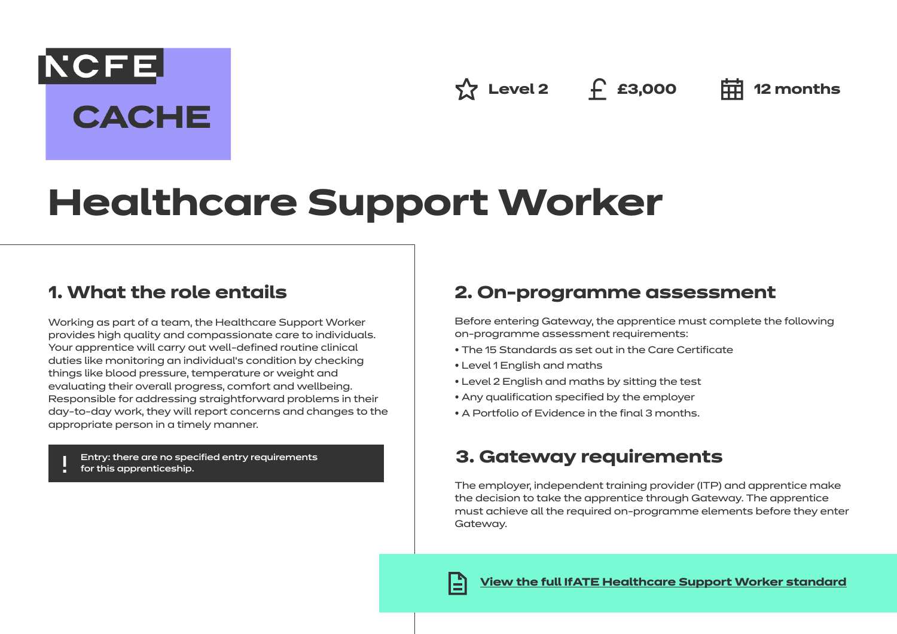NCFE CACHE

Level 2 | £3,000 | 12 months

# Healthcare Support Worker

## 1. What the role entails

Working as part of a team, the Healthcare Support Worker provides high quality and compassionate care to individuals. Your apprentice will carry out well-defined routine clinical duties like monitoring an individual's condition by checking things like blood pressure, temperature or weight and evaluating their overall progress, comfort and wellbeing. Responsible for addressing straightforward problems in their day-to-day work, they will report concerns and changes to the appropriate person in a timely manner.

> ! Entry: there are no specified entry requirements for this apprenticeship.

## 2. On-programme assessment

Before entering Gateway, the apprentice must complete the following on-programme assessment requirements:

- The 15 Standards as set out in the Care Certificate
- Level 1 English and maths
- Level 2 English and maths by sitting the test
- Any qualification specified by the employer
- A Portfolio of Evidence in the final 3 months.

## 3. Gateway requirements

The employer, independent training provider (ITP) and apprentice make the decision to take the apprentice through Gateway. The apprentice must achieve all the required on-programme elements before they enter Gateway.

**View the full IfATE Healthcare Support Worker standard**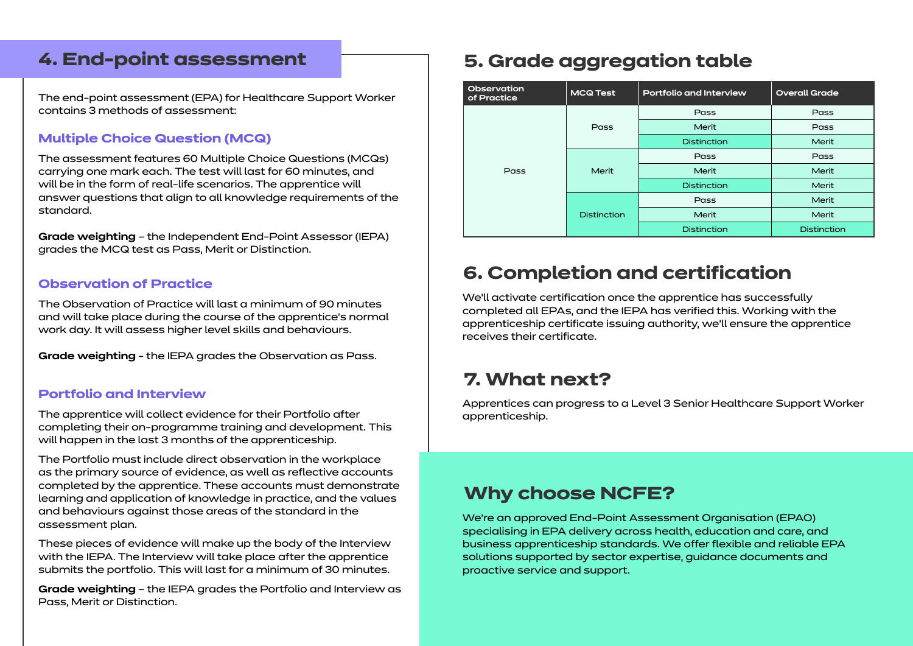## 4. End-point assessment

The end-point assessment (EPA) for Healthcare Support Worker contains 3 methods of assessment:

### Multiple Choice Question (MCQ)

The assessment features 60 Multiple Choice Questions (MCQs) carrying one mark each. The test will last for 60 minutes, and will be in the form of real-life scenarios. The apprentice will answer questions that align to all knowledge requirements of the standard.

**Grade weighting** – the Independent End-Point Assessor (IEPA) grades the MCQ test as Pass, Merit or Distinction.

### Observation of Practice

The Observation of Practice will last a minimum of 90 minutes and will take place during the course of the apprentice's normal work day. It will assess higher level skills and behaviours.

**Grade weighting** - the IEPA grades the Observation as Pass.

### Portfolio and Interview

The apprentice will collect evidence for their Portfolio after completing their on-programme training and development. This will happen in the last 3 months of the apprenticeship.

The Portfolio must include direct observation in the workplace as the primary source of evidence, as well as reflective accounts completed by the apprentice. These accounts must demonstrate learning and application of knowledge in practice, and the values and behaviours against those areas of the standard in the assessment plan.

These pieces of evidence will make up the body of the Interview with the IEPA. The Interview will take place after the apprentice submits the portfolio. This will last for a minimum of 30 minutes.

**Grade weighting** – the IEPA grades the Portfolio and Interview as Pass, Merit or Distinction.

## 5. Grade aggregation table

| Observation of Practice | MCQ Test | Portfolio and Interview | Overall Grade |
|---|---|---|---|
| Pass | Pass | Pass | Pass |
| | | Merit | Pass |
| | | Distinction | Merit |
| | Merit | Pass | Pass |
| | | Merit | Merit |
| | | Distinction | Merit |
| | Distinction | Pass | Merit |
| | | Merit | Merit |
| | | Distinction | Distinction |

## 6. Completion and certification

We'll activate certification once the apprentice has successfully completed all EPAs, and the IEPA has verified this. Working with the apprenticeship certificate issuing authority, we'll ensure the apprentice receives their certificate.

## 7. What next?

Apprentices can progress to a Level 3 Senior Healthcare Support Worker apprenticeship.

## Why choose NCFE?

We're an approved End-Point Assessment Organisation (EPAO) specialising in EPA delivery across health, education and care, and business apprenticeship standards. We offer flexible and reliable EPA solutions supported by sector expertise, guidance documents and proactive service and support.